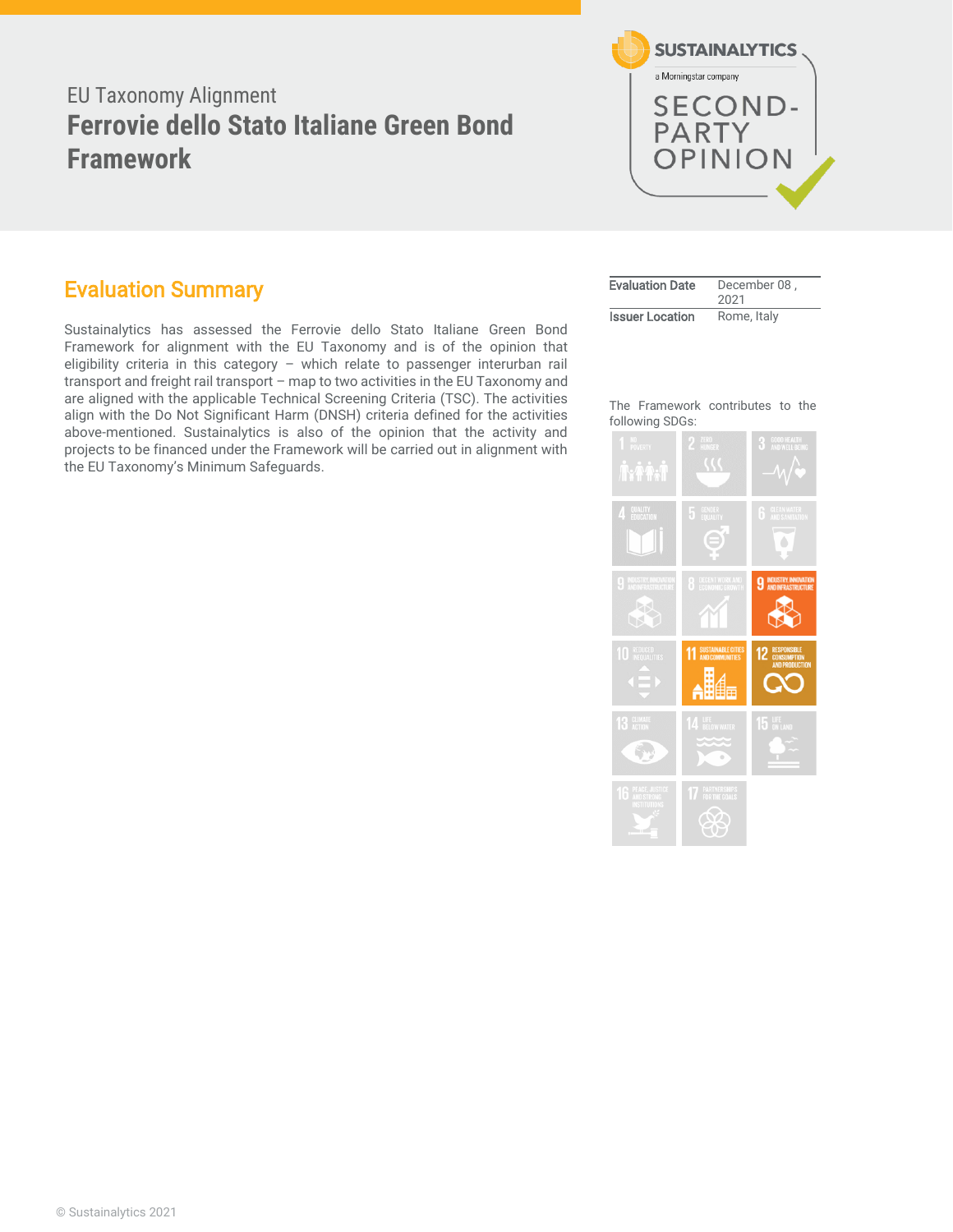EU Taxonomy Alignment

# Ferrovie dello Stato Italiane Green Bond Framework

SUSTAINALYTICS
a Morningstar company

SECOND-PARTY OPINION

## Evaluation Summary

Sustainalytics has assessed the Ferrovie dello Stato Italiane Green Bond Framework for alignment with the EU Taxonomy and is of the opinion that eligibility criteria in this category – which relate to passenger interurban rail transport and freight rail transport – map to two activities in the EU Taxonomy and are aligned with the applicable Technical Screening Criteria (TSC). The activities align with the Do Not Significant Harm (DNSH) criteria defined for the activities above-mentioned. Sustainalytics is also of the opinion that the activity and projects to be financed under the Framework will be carried out in alignment with the EU Taxonomy's Minimum Safeguards.

| Evaluation Date | December 08 , 2021 |
|---|---|
| Issuer Location | Rome, Italy |

The Framework contributes to the following SDGs:

- 9 Industry, Innovation and Infrastructure
- 11 Sustainable Cities and Communities
- 12 Responsible Consumption and Production

© Sustainalytics 2021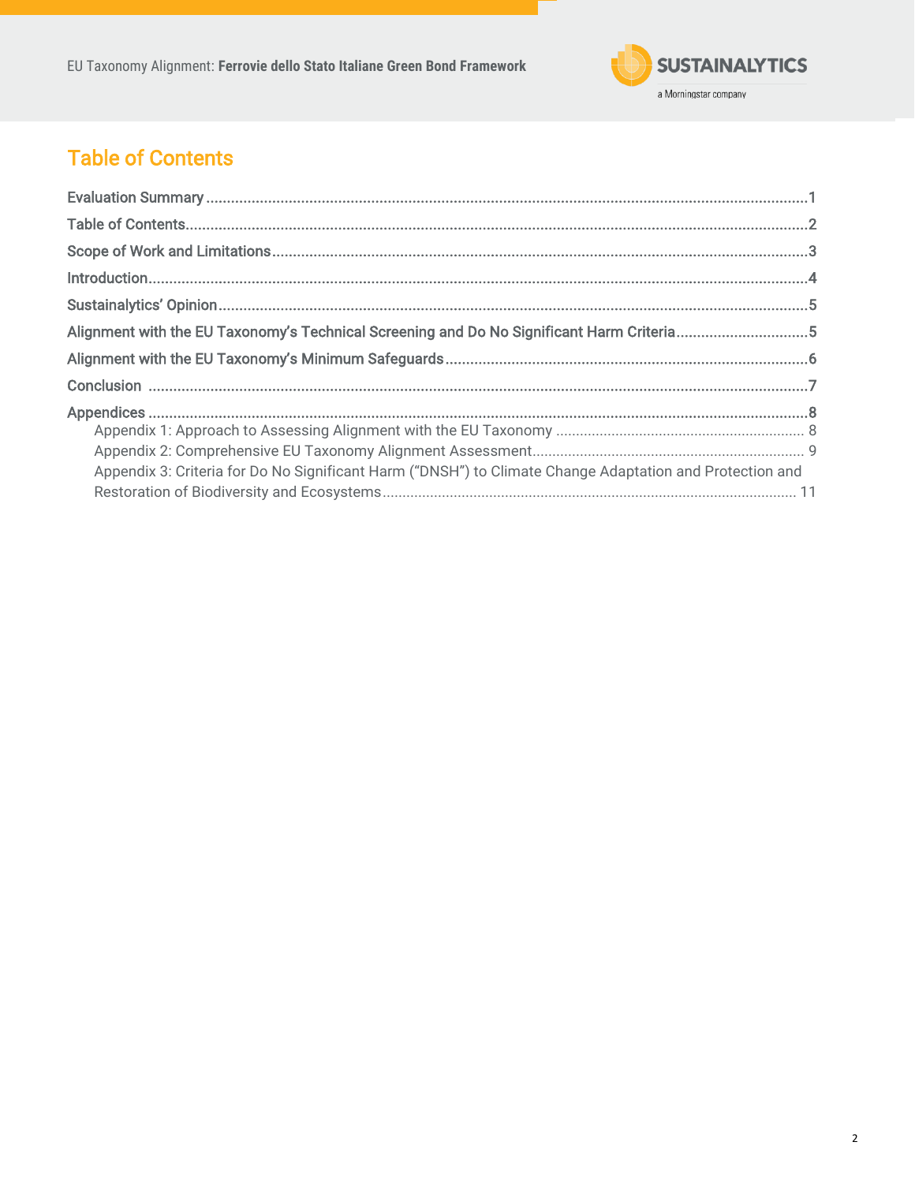# Table of Contents

Evaluation Summary ..... 1

Table of Contents ..... 2

Scope of Work and Limitations ..... 3

Introduction ..... 4

Sustainalytics' Opinion ..... 5

Alignment with the EU Taxonomy's Technical Screening and Do No Significant Harm Criteria ..... 5

Alignment with the EU Taxonomy's Minimum Safeguards ..... 6

Conclusion ..... 7

Appendices ..... 8

- Appendix 1: Approach to Assessing Alignment with the EU Taxonomy ..... 8
- Appendix 2: Comprehensive EU Taxonomy Alignment Assessment ..... 9
- Appendix 3: Criteria for Do No Significant Harm ("DNSH") to Climate Change Adaptation and Protection and Restoration of Biodiversity and Ecosystems ..... 11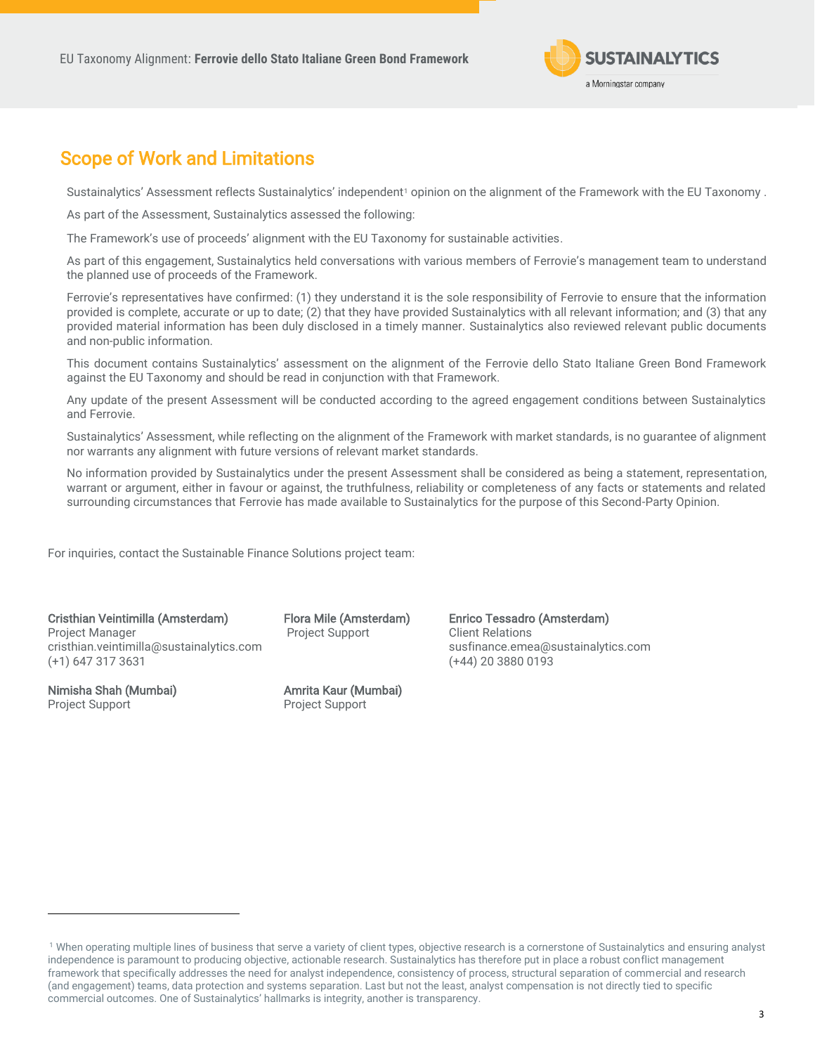## Scope of Work and Limitations

Sustainalytics' Assessment reflects Sustainalytics' independent[1] opinion on the alignment of the Framework with the EU Taxonomy .

As part of the Assessment, Sustainalytics assessed the following:

The Framework's use of proceeds' alignment with the EU Taxonomy for sustainable activities.

As part of this engagement, Sustainalytics held conversations with various members of Ferrovie's management team to understand the planned use of proceeds of the Framework.

Ferrovie's representatives have confirmed: (1) they understand it is the sole responsibility of Ferrovie to ensure that the information provided is complete, accurate or up to date; (2) that they have provided Sustainalytics with all relevant information; and (3) that any provided material information has been duly disclosed in a timely manner. Sustainalytics also reviewed relevant public documents and non-public information.

This document contains Sustainalytics' assessment on the alignment of the Ferrovie dello Stato Italiane Green Bond Framework against the EU Taxonomy and should be read in conjunction with that Framework.

Any update of the present Assessment will be conducted according to the agreed engagement conditions between Sustainalytics and Ferrovie.

Sustainalytics' Assessment, while reflecting on the alignment of the Framework with market standards, is no guarantee of alignment nor warrants any alignment with future versions of relevant market standards.

No information provided by Sustainalytics under the present Assessment shall be considered as being a statement, representation, warrant or argument, either in favour or against, the truthfulness, reliability or completeness of any facts or statements and related surrounding circumstances that Ferrovie has made available to Sustainalytics for the purpose of this Second-Party Opinion.

For inquiries, contact the Sustainable Finance Solutions project team:

**Cristhian Veintimilla (Amsterdam)**
Project Manager
cristhian.veintimilla@sustainalytics.com
(+1) 647 317 3631

**Flora Mile (Amsterdam)**
Project Support

**Enrico Tessadro (Amsterdam)**
Client Relations
susfinance.emea@sustainalytics.com
(+44) 20 3880 0193

**Nimisha Shah (Mumbai)**
Project Support

**Amrita Kaur (Mumbai)**
Project Support

---

[1] When operating multiple lines of business that serve a variety of client types, objective research is a cornerstone of Sustainalytics and ensuring analyst independence is paramount to producing objective, actionable research. Sustainalytics has therefore put in place a robust conflict management framework that specifically addresses the need for analyst independence, consistency of process, structural separation of commercial and research (and engagement) teams, data protection and systems separation. Last but not the least, analyst compensation is not directly tied to specific commercial outcomes. One of Sustainalytics' hallmarks is integrity, another is transparency.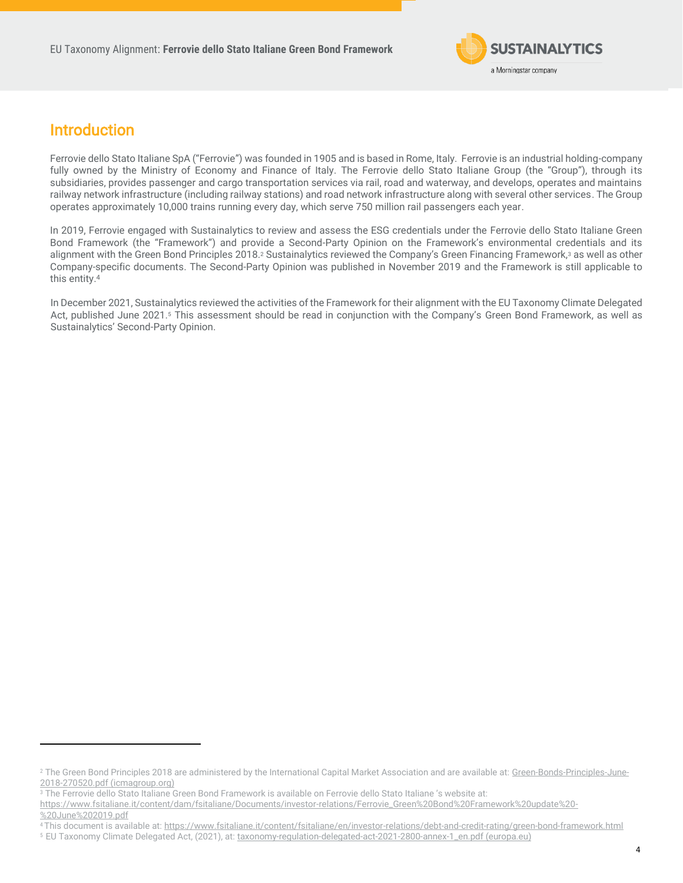## Introduction

Ferrovie dello Stato Italiane SpA ("Ferrovie") was founded in 1905 and is based in Rome, Italy. Ferrovie is an industrial holding-company fully owned by the Ministry of Economy and Finance of Italy. The Ferrovie dello Stato Italiane Group (the "Group"), through its subsidiaries, provides passenger and cargo transportation services via rail, road and waterway, and develops, operates and maintains railway network infrastructure (including railway stations) and road network infrastructure along with several other services. The Group operates approximately 10,000 trains running every day, which serve 750 million rail passengers each year.

In 2019, Ferrovie engaged with Sustainalytics to review and assess the ESG credentials under the Ferrovie dello Stato Italiane Green Bond Framework (the "Framework") and provide a Second-Party Opinion on the Framework's environmental credentials and its alignment with the Green Bond Principles 2018.[2] Sustainalytics reviewed the Company's Green Financing Framework,[3] as well as other Company-specific documents. The Second-Party Opinion was published in November 2019 and the Framework is still applicable to this entity.[4]

In December 2021, Sustainalytics reviewed the activities of the Framework for their alignment with the EU Taxonomy Climate Delegated Act, published June 2021.[5] This assessment should be read in conjunction with the Company's Green Bond Framework, as well as Sustainalytics' Second-Party Opinion.

---

[2] The Green Bond Principles 2018 are administered by the International Capital Market Association and are available at: Green-Bonds-Principles-June-2018-270520.pdf (icmagroup.org)

[3] The Ferrovie dello Stato Italiane Green Bond Framework is available on Ferrovie dello Stato Italiane 's website at: https://www.fsitaliane.it/content/dam/fsitaliane/Documents/investor-relations/Ferrovie_Green%20Bond%20Framework%20update%20-%20June%202019.pdf

[4] This document is available at: https://www.fsitaliane.it/content/fsitaliane/en/investor-relations/debt-and-credit-rating/green-bond-framework.html

[5] EU Taxonomy Climate Delegated Act, (2021), at: taxonomy-regulation-delegated-act-2021-2800-annex-1_en.pdf (europa.eu)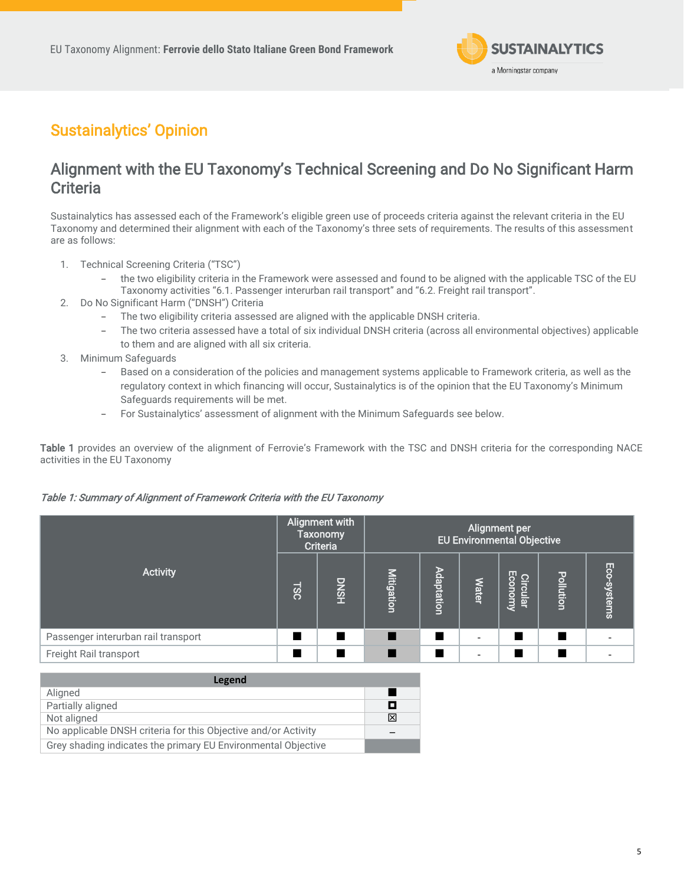## Sustainalytics' Opinion

## Alignment with the EU Taxonomy's Technical Screening and Do No Significant Harm Criteria

Sustainalytics has assessed each of the Framework's eligible green use of proceeds criteria against the relevant criteria in the EU Taxonomy and determined their alignment with each of the Taxonomy's three sets of requirements. The results of this assessment are as follows:

1. Technical Screening Criteria ("TSC")
   - the two eligibility criteria in the Framework were assessed and found to be aligned with the applicable TSC of the EU Taxonomy activities "6.1. Passenger interurban rail transport" and "6.2. Freight rail transport".
2. Do No Significant Harm ("DNSH") Criteria
   - The two eligibility criteria assessed are aligned with the applicable DNSH criteria.
   - The two criteria assessed have a total of six individual DNSH criteria (across all environmental objectives) applicable to them and are aligned with all six criteria.
3. Minimum Safeguards
   - Based on a consideration of the policies and management systems applicable to Framework criteria, as well as the regulatory context in which financing will occur, Sustainalytics is of the opinion that the EU Taxonomy's Minimum Safeguards requirements will be met.
   - For Sustainalytics' assessment of alignment with the Minimum Safeguards see below.

**Table 1** provides an overview of the alignment of Ferrovie's Framework with the TSC and DNSH criteria for the corresponding NACE activities in the EU Taxonomy

*Table 1: Summary of Alignment of Framework Criteria with the EU Taxonomy*

| Activity | Alignment with Taxonomy Criteria | | Alignment per EU Environmental Objective | | | | | |
|---|---|---|---|---|---|---|---|---|
| | TSC | DNSH | Mitigation | Adaptation | Water | Circular Economy | Pollution | Eco-systems |
| Passenger interurban rail transport | ■ | ■ | ■ | ■ | - | ■ | ■ | - |
| Freight Rail transport | ■ | ■ | ■ | ■ | - | ■ | ■ | - |

| Legend | |
|---|---|
| Aligned | ■ |
| Partially aligned | ◘ |
| Not aligned | ☒ |
| No applicable DNSH criteria for this Objective and/or Activity | – |
| Grey shading indicates the primary EU Environmental Objective | |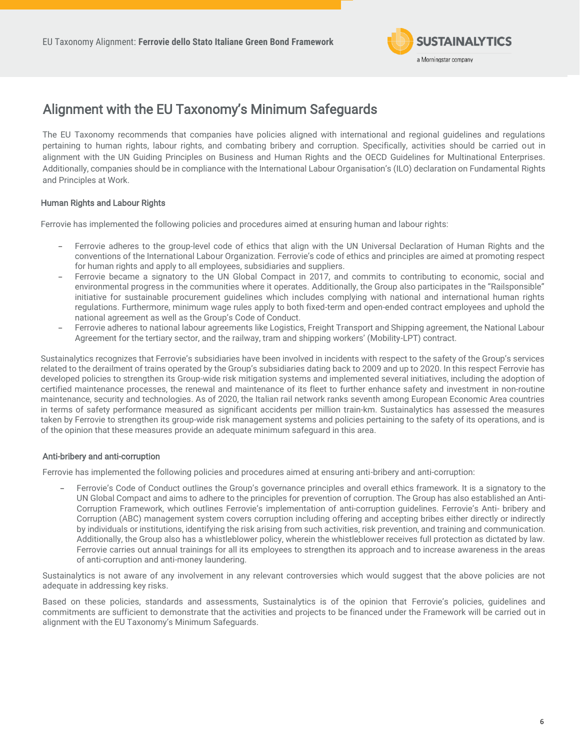## Alignment with the EU Taxonomy's Minimum Safeguards

The EU Taxonomy recommends that companies have policies aligned with international and regional guidelines and regulations pertaining to human rights, labour rights, and combating bribery and corruption. Specifically, activities should be carried out in alignment with the UN Guiding Principles on Business and Human Rights and the OECD Guidelines for Multinational Enterprises. Additionally, companies should be in compliance with the International Labour Organisation's (ILO) declaration on Fundamental Rights and Principles at Work.

### Human Rights and Labour Rights

Ferrovie has implemented the following policies and procedures aimed at ensuring human and labour rights:

- Ferrovie adheres to the group-level code of ethics that align with the UN Universal Declaration of Human Rights and the conventions of the International Labour Organization. Ferrovie's code of ethics and principles are aimed at promoting respect for human rights and apply to all employees, subsidiaries and suppliers.
- Ferrovie became a signatory to the UN Global Compact in 2017, and commits to contributing to economic, social and environmental progress in the communities where it operates. Additionally, the Group also participates in the "Railsponsible" initiative for sustainable procurement guidelines which includes complying with national and international human rights regulations. Furthermore, minimum wage rules apply to both fixed-term and open-ended contract employees and uphold the national agreement as well as the Group's Code of Conduct.
- Ferrovie adheres to national labour agreements like Logistics, Freight Transport and Shipping agreement, the National Labour Agreement for the tertiary sector, and the railway, tram and shipping workers' (Mobility-LPT) contract.

Sustainalytics recognizes that Ferrovie's subsidiaries have been involved in incidents with respect to the safety of the Group's services related to the derailment of trains operated by the Group's subsidiaries dating back to 2009 and up to 2020. In this respect Ferrovie has developed policies to strengthen its Group-wide risk mitigation systems and implemented several initiatives, including the adoption of certified maintenance processes, the renewal and maintenance of its fleet to further enhance safety and investment in non-routine maintenance, security and technologies. As of 2020, the Italian rail network ranks seventh among European Economic Area countries in terms of safety performance measured as significant accidents per million train-km. Sustainalytics has assessed the measures taken by Ferrovie to strengthen its group-wide risk management systems and policies pertaining to the safety of its operations, and is of the opinion that these measures provide an adequate minimum safeguard in this area.

### Anti-bribery and anti-corruption

Ferrovie has implemented the following policies and procedures aimed at ensuring anti-bribery and anti-corruption:

- Ferrovie's Code of Conduct outlines the Group's governance principles and overall ethics framework. It is a signatory to the UN Global Compact and aims to adhere to the principles for prevention of corruption. The Group has also established an Anti-Corruption Framework, which outlines Ferrovie's implementation of anti-corruption guidelines. Ferrovie's Anti- bribery and Corruption (ABC) management system covers corruption including offering and accepting bribes either directly or indirectly by individuals or institutions, identifying the risk arising from such activities, risk prevention, and training and communication. Additionally, the Group also has a whistleblower policy, wherein the whistleblower receives full protection as dictated by law. Ferrovie carries out annual trainings for all its employees to strengthen its approach and to increase awareness in the areas of anti-corruption and anti-money laundering.

Sustainalytics is not aware of any involvement in any relevant controversies which would suggest that the above policies are not adequate in addressing key risks.

Based on these policies, standards and assessments, Sustainalytics is of the opinion that Ferrovie's policies, guidelines and commitments are sufficient to demonstrate that the activities and projects to be financed under the Framework will be carried out in alignment with the EU Taxonomy's Minimum Safeguards.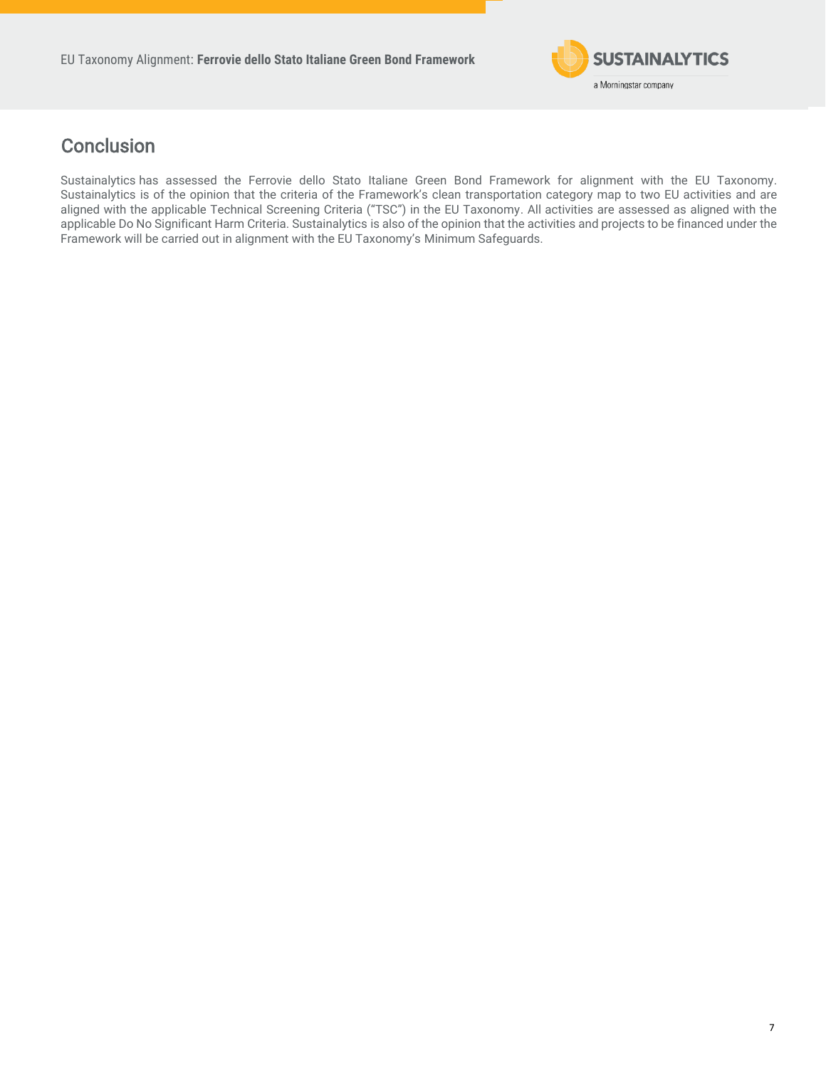## Conclusion

Sustainalytics has assessed the Ferrovie dello Stato Italiane Green Bond Framework for alignment with the EU Taxonomy. Sustainalytics is of the opinion that the criteria of the Framework's clean transportation category map to two EU activities and are aligned with the applicable Technical Screening Criteria ("TSC") in the EU Taxonomy. All activities are assessed as aligned with the applicable Do No Significant Harm Criteria. Sustainalytics is also of the opinion that the activities and projects to be financed under the Framework will be carried out in alignment with the EU Taxonomy's Minimum Safeguards.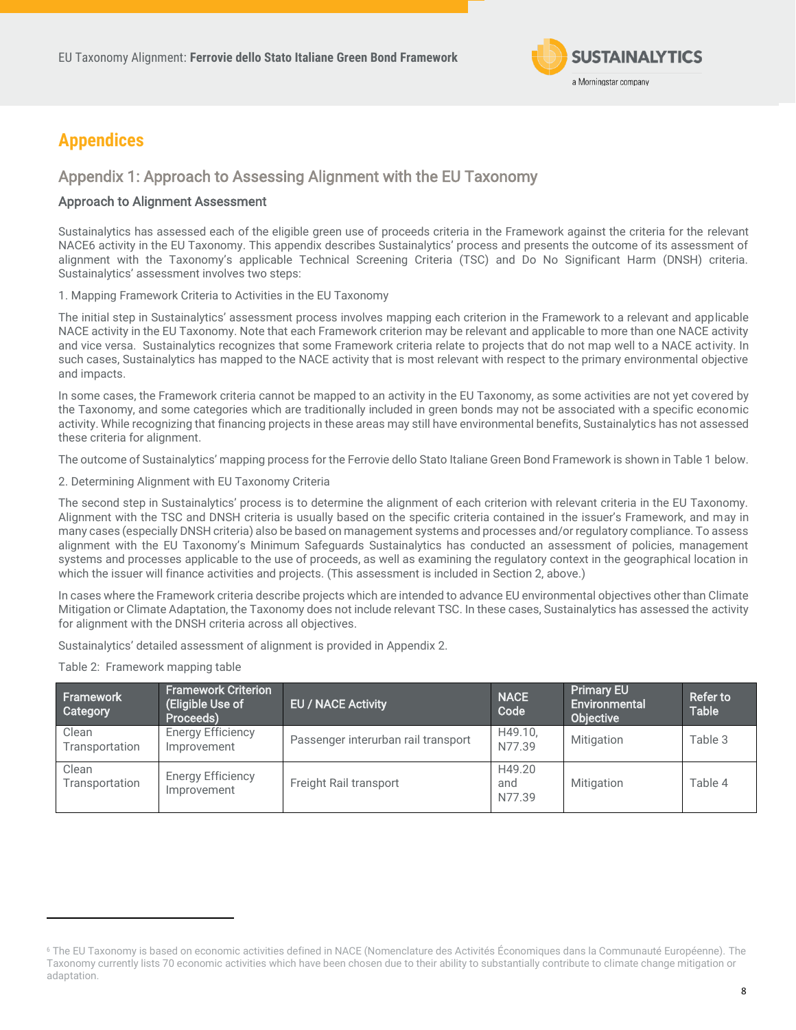# Appendices

## Appendix 1: Approach to Assessing Alignment with the EU Taxonomy

### Approach to Alignment Assessment

Sustainalytics has assessed each of the eligible green use of proceeds criteria in the Framework against the criteria for the relevant NACE[6] activity in the EU Taxonomy. This appendix describes Sustainalytics' process and presents the outcome of its assessment of alignment with the Taxonomy's applicable Technical Screening Criteria (TSC) and Do No Significant Harm (DNSH) criteria. Sustainalytics' assessment involves two steps:

1. Mapping Framework Criteria to Activities in the EU Taxonomy

The initial step in Sustainalytics' assessment process involves mapping each criterion in the Framework to a relevant and applicable NACE activity in the EU Taxonomy. Note that each Framework criterion may be relevant and applicable to more than one NACE activity and vice versa. Sustainalytics recognizes that some Framework criteria relate to projects that do not map well to a NACE activity. In such cases, Sustainalytics has mapped to the NACE activity that is most relevant with respect to the primary environmental objective and impacts.

In some cases, the Framework criteria cannot be mapped to an activity in the EU Taxonomy, as some activities are not yet covered by the Taxonomy, and some categories which are traditionally included in green bonds may not be associated with a specific economic activity. While recognizing that financing projects in these areas may still have environmental benefits, Sustainalytics has not assessed these criteria for alignment.

The outcome of Sustainalytics' mapping process for the Ferrovie dello Stato Italiane Green Bond Framework is shown in Table 1 below.

2. Determining Alignment with EU Taxonomy Criteria

The second step in Sustainalytics' process is to determine the alignment of each criterion with relevant criteria in the EU Taxonomy. Alignment with the TSC and DNSH criteria is usually based on the specific criteria contained in the issuer's Framework, and may in many cases (especially DNSH criteria) also be based on management systems and processes and/or regulatory compliance. To assess alignment with the EU Taxonomy's Minimum Safeguards Sustainalytics has conducted an assessment of policies, management systems and processes applicable to the use of proceeds, as well as examining the regulatory context in the geographical location in which the issuer will finance activities and projects. (This assessment is included in Section 2, above.)

In cases where the Framework criteria describe projects which are intended to advance EU environmental objectives other than Climate Mitigation or Climate Adaptation, the Taxonomy does not include relevant TSC. In these cases, Sustainalytics has assessed the activity for alignment with the DNSH criteria across all objectives.

Sustainalytics' detailed assessment of alignment is provided in Appendix 2.

Table 2: Framework mapping table

| Framework Category | Framework Criterion (Eligible Use of Proceeds) | EU / NACE Activity | NACE Code | Primary EU Environmental Objective | Refer to Table |
|---|---|---|---|---|---|
| Clean Transportation | Energy Efficiency Improvement | Passenger interurban rail transport | H49.10, N77.39 | Mitigation | Table 3 |
| Clean Transportation | Energy Efficiency Improvement | Freight Rail transport | H49.20 and N77.39 | Mitigation | Table 4 |

[6] The EU Taxonomy is based on economic activities defined in NACE (Nomenclature des Activités Économiques dans la Communauté Européenne). The Taxonomy currently lists 70 economic activities which have been chosen due to their ability to substantially contribute to climate change mitigation or adaptation.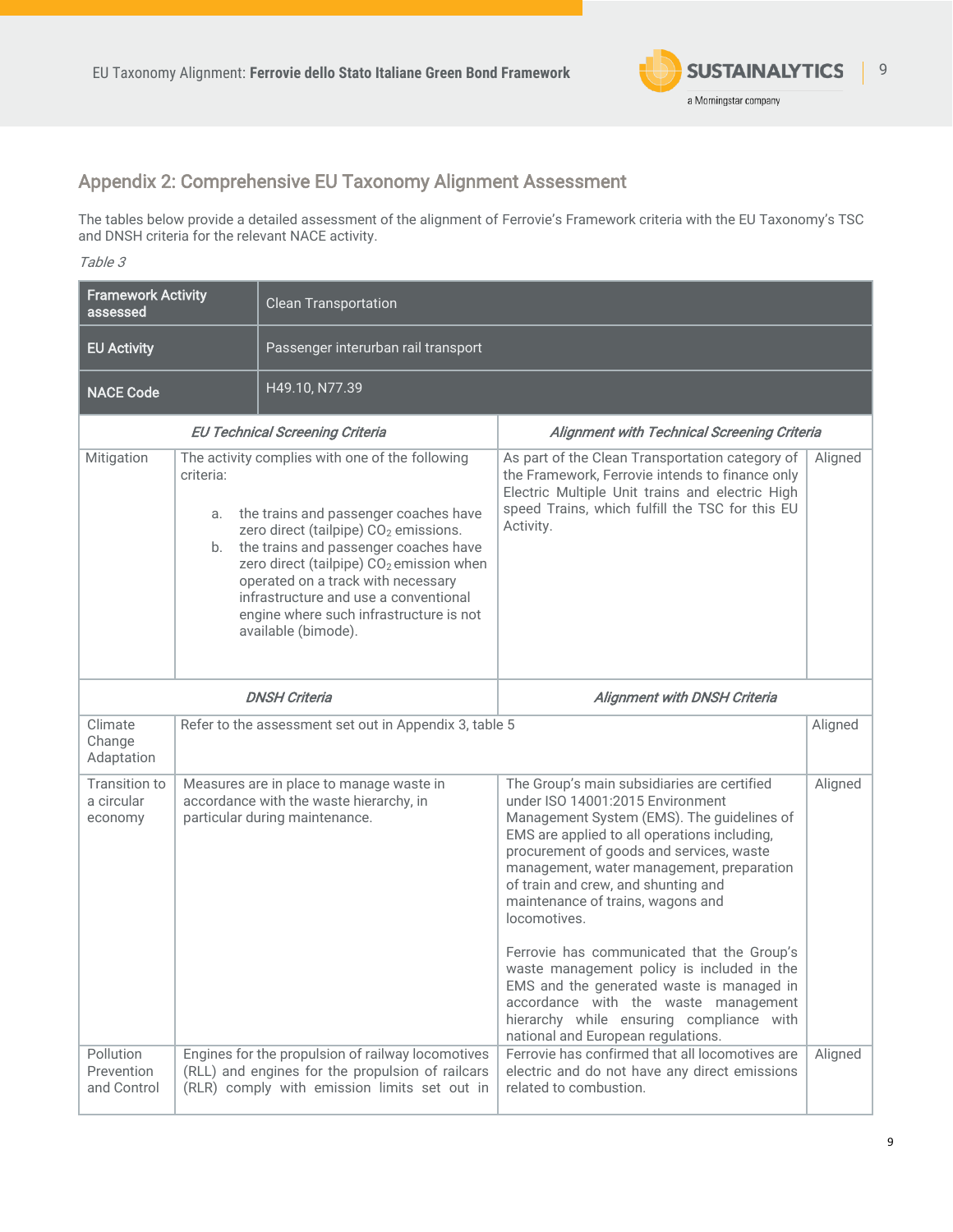## Appendix 2: Comprehensive EU Taxonomy Alignment Assessment

The tables below provide a detailed assessment of the alignment of Ferrovie's Framework criteria with the EU Taxonomy's TSC and DNSH criteria for the relevant NACE activity.

*Table 3*

| **Framework Activity assessed** | Clean Transportation | | |
|---|---|---|---|
| **EU Activity** | Passenger interurban rail transport | | |
| **NACE Code** | H49.10, N77.39 | | |
| ***EU Technical Screening Criteria*** | | ***Alignment with Technical Screening Criteria*** | |
| Mitigation | The activity complies with one of the following criteria:<br><br>a. the trains and passenger coaches have zero direct (tailpipe) $CO_2$ emissions.<br>b. the trains and passenger coaches have zero direct (tailpipe) $CO_2$ emission when operated on a track with necessary infrastructure and use a conventional engine where such infrastructure is not available (bimode). | As part of the Clean Transportation category of the Framework, Ferrovie intends to finance only Electric Multiple Unit trains and electric High speed Trains, which fulfill the TSC for this EU Activity. | Aligned |
| ***DNSH Criteria*** | | ***Alignment with DNSH Criteria*** | |
| Climate Change Adaptation | Refer to the assessment set out in Appendix 3, table 5 | | Aligned |
| Transition to a circular economy | Measures are in place to manage waste in accordance with the waste hierarchy, in particular during maintenance. | The Group's main subsidiaries are certified under ISO 14001:2015 Environment Management System (EMS). The guidelines of EMS are applied to all operations including, procurement of goods and services, waste management, water management, preparation of train and crew, and shunting and maintenance of trains, wagons and locomotives.<br><br>Ferrovie has communicated that the Group's waste management policy is included in the EMS and the generated waste is managed in accordance with the waste management hierarchy while ensuring compliance with national and European regulations. | Aligned |
| Pollution Prevention and Control | Engines for the propulsion of railway locomotives (RLL) and engines for the propulsion of railcars (RLR) comply with emission limits set out in | Ferrovie has confirmed that all locomotives are electric and do not have any direct emissions related to combustion. | Aligned |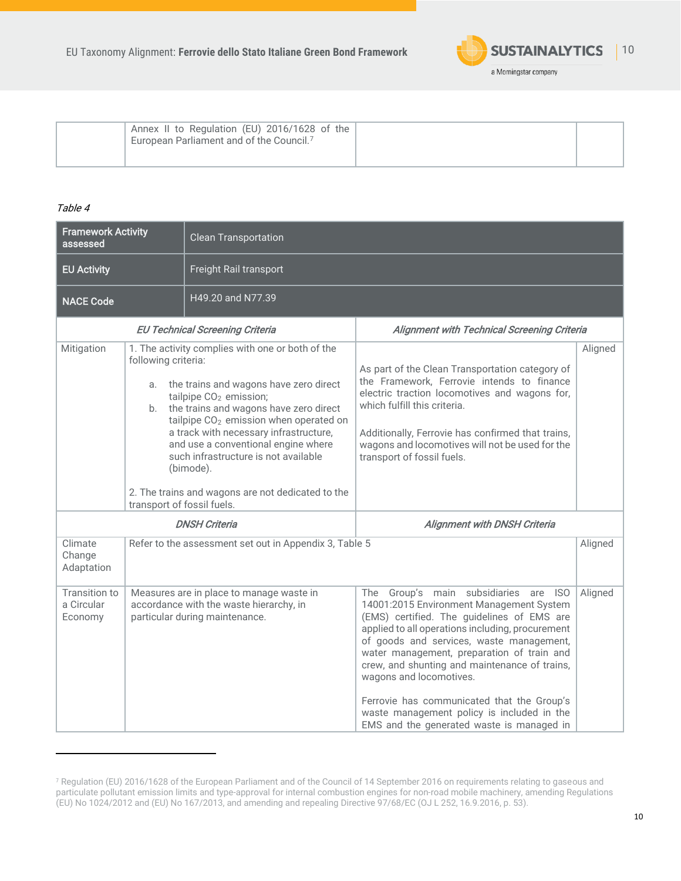| | Annex II to Regulation (EU) 2016/1628 of the European Parliament and of the Council.[7] | | |
|---|---|---|---|

*Table 4*

| **Framework Activity assessed** | Clean Transportation | | |
|---|---|---|---|
| **EU Activity** | Freight Rail transport | | |
| **NACE Code** | H49.20 and N77.39 | | |
| *EU Technical Screening Criteria* | | *Alignment with Technical Screening Criteria* | |
| Mitigation | 1. The activity complies with one or both of the following criteria:<br><br>a. the trains and wagons have zero direct tailpipe $CO_2$ emission;<br>b. the trains and wagons have zero direct tailpipe $CO_2$ emission when operated on a track with necessary infrastructure, and use a conventional engine where such infrastructure is not available (bimode).<br><br>2. The trains and wagons are not dedicated to the transport of fossil fuels. | As part of the Clean Transportation category of the Framework, Ferrovie intends to finance electric traction locomotives and wagons for, which fulfill this criteria.<br><br>Additionally, Ferrovie has confirmed that trains, wagons and locomotives will not be used for the transport of fossil fuels. | Aligned |
| *DNSH Criteria* | | *Alignment with DNSH Criteria* | |
| Climate Change Adaptation | Refer to the assessment set out in Appendix 3, Table 5 | | Aligned |
| Transition to a Circular Economy | Measures are in place to manage waste in accordance with the waste hierarchy, in particular during maintenance. | The Group's main subsidiaries are ISO 14001:2015 Environment Management System (EMS) certified. The guidelines of EMS are applied to all operations including, procurement of goods and services, waste management, water management, preparation of train and crew, and shunting and maintenance of trains, wagons and locomotives.<br><br>Ferrovie has communicated that the Group's waste management policy is included in the EMS and the generated waste is managed in | Aligned |

[7] Regulation (EU) 2016/1628 of the European Parliament and of the Council of 14 September 2016 on requirements relating to gaseous and particulate pollutant emission limits and type-approval for internal combustion engines for non-road mobile machinery, amending Regulations (EU) No 1024/2012 and (EU) No 167/2013, and amending and repealing Directive 97/68/EC (OJ L 252, 16.9.2016, p. 53).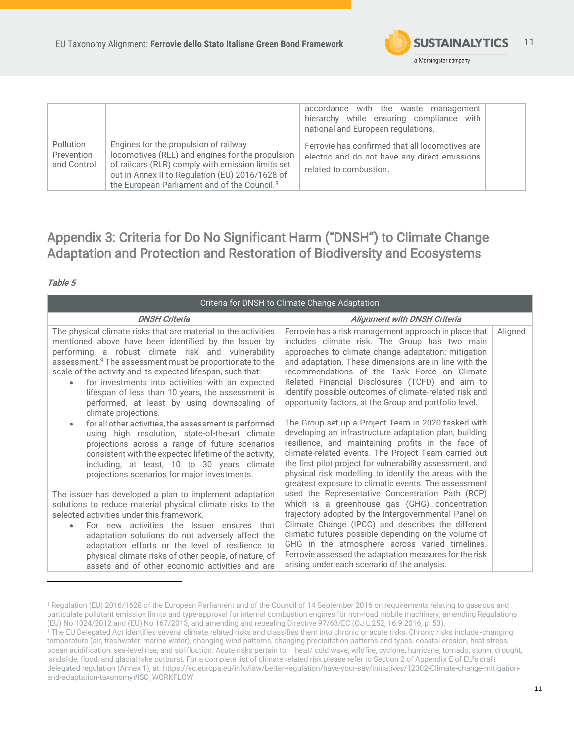|  |  | accordance with the waste management hierarchy while ensuring compliance with national and European regulations. |  |
|---|---|---|---|
| Pollution Prevention and Control | Engines for the propulsion of railway locomotives (RLL) and engines for the propulsion of railcars (RLR) comply with emission limits set out in Annex II to Regulation (EU) 2016/1628 of the European Parliament and of the Council.[8] | Ferrovie has confirmed that all locomotives are electric and do not have any direct emissions related to combustion. |  |

## Appendix 3: Criteria for Do No Significant Harm ("DNSH") to Climate Change Adaptation and Protection and Restoration of Biodiversity and Ecosystems

*Table 5*

| Criteria for DNSH to Climate Change Adaptation | | |
|---|---|---|
| ***DNSH Criteria*** | ***Alignment with DNSH Criteria*** | |
| The physical climate risks that are material to the activities mentioned above have been identified by the Issuer by performing a robust climate risk and vulnerability assessment.[9] The assessment must be proportionate to the scale of the activity and its expected lifespan, such that:<br>• for investments into activities with an expected lifespan of less than 10 years, the assessment is performed, at least by using downscaling of climate projections.<br>• for all other activities, the assessment is performed using high resolution, state-of-the-art climate projections across a range of future scenarios consistent with the expected lifetime of the activity, including, at least, 10 to 30 years climate projections scenarios for major investments.<br><br>The issuer has developed a plan to implement adaptation solutions to reduce material physical climate risks to the selected activities under this framework.<br>• For new activities the Issuer ensures that adaptation solutions do not adversely affect the adaptation efforts or the level of resilience to physical climate risks of other people, of nature, of assets and of other economic activities and are | Ferrovie has a risk management approach in place that includes climate risk. The Group has two main approaches to climate change adaptation: mitigation and adaptation. These dimensions are in line with the recommendations of the Task Force on Climate Related Financial Disclosures (TCFD) and aim to identify possible outcomes of climate-related risk and opportunity factors, at the Group and portfolio level.<br><br>The Group set up a Project Team in 2020 tasked with developing an infrastructure adaptation plan, building resilience, and maintaining profits in the face of climate-related events. The Project Team carried out the first pilot project for vulnerability assessment, and physical risk modelling to identify the areas with the greatest exposure to climatic events. The assessment used the Representative Concentration Path (RCP) which is a greenhouse gas (GHG) concentration trajectory adopted by the Intergovernmental Panel on Climate Change (IPCC) and describes the different climatic futures possible depending on the volume of GHG in the atmosphere across varied timelines. Ferrovie assessed the adaptation measures for the risk arising under each scenario of the analysis. | Aligned |

---

[8] Regulation (EU) 2016/1628 of the European Parliament and of the Council of 14 September 2016 on requirements relating to gaseous and particulate pollutant emission limits and type-approval for internal combustion engines for non-road mobile machinery, amending Regulations (EU) No 1024/2012 and (EU) No 167/2013, and amending and repealing Directive 97/68/EC (OJ L 252, 16.9.2016, p. 53).

[9] The EU Delegated Act identifies several climate related risks and classifies them into chronic or acute risks, Chronic risks include -changing temperature (air, freshwater, marine water), changing wind patterns, changing precipitation patterns and types, coastal erosion, heat stress, ocean acidification, sea-level rise, and solifluction. Acute risks pertain to – heat/ cold wave, wildfire, cyclone, hurricane, tornado, storm, drought, landslide, flood, and glacial lake outburst. For a complete list of climate related risk please refer to Section 2 of Appendix E of EU's draft delegated regulation (Annex 1), at: https://ec.europa.eu/info/law/better-regulation/have-your-say/initiatives/12302-Climate-change-mitigation-and-adaptation-taxonomy#ISC_WORKFLOW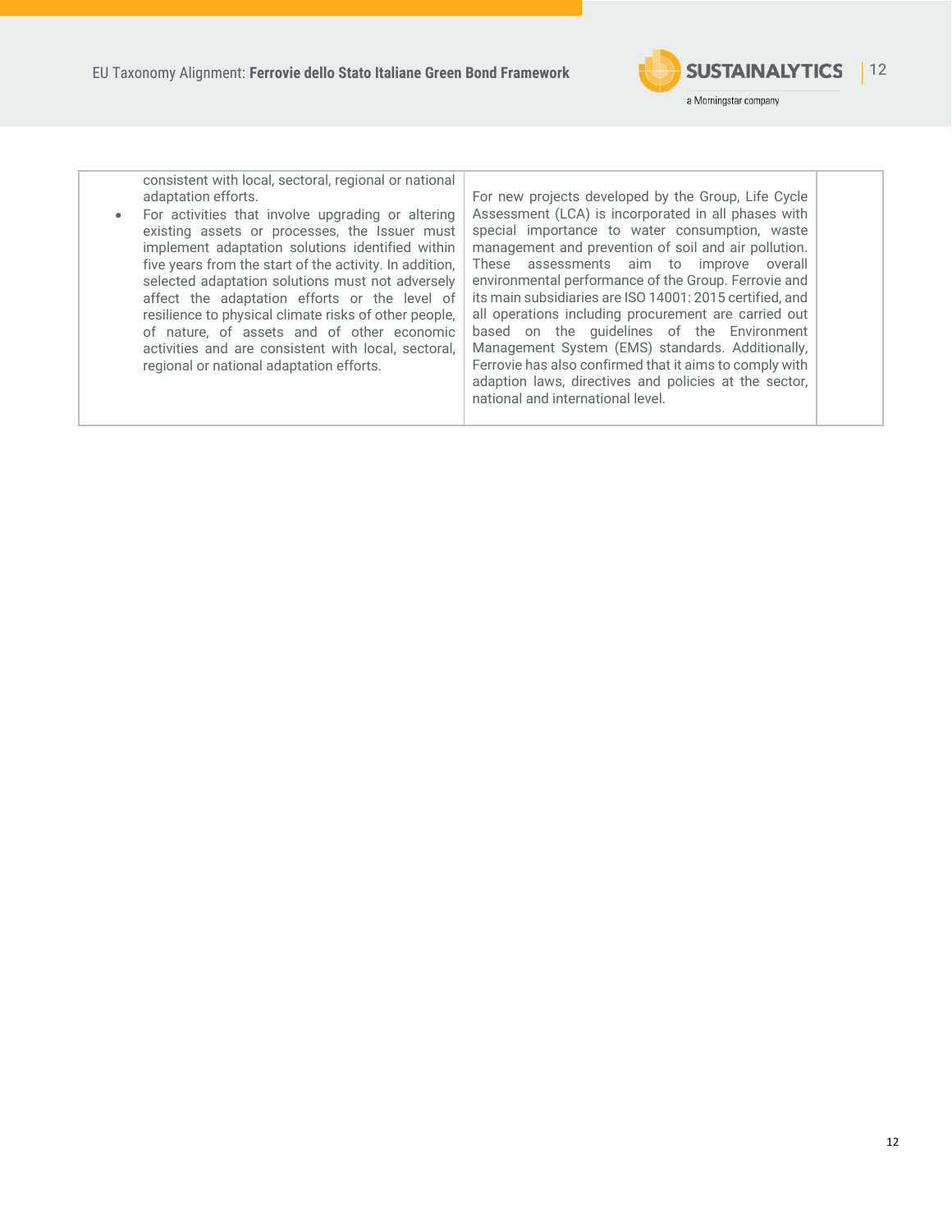| | | |
|---|---|---|
| consistent with local, sectoral, regional or national adaptation efforts.<br>• For activities that involve upgrading or altering existing assets or processes, the Issuer must implement adaptation solutions identified within five years from the start of the activity. In addition, selected adaptation solutions must not adversely affect the adaptation efforts or the level of resilience to physical climate risks of other people, of nature, of assets and of other economic activities and are consistent with local, sectoral, regional or national adaptation efforts. | For new projects developed by the Group, Life Cycle Assessment (LCA) is incorporated in all phases with special importance to water consumption, waste management and prevention of soil and air pollution. These assessments aim to improve overall environmental performance of the Group. Ferrovie and its main subsidiaries are ISO 14001: 2015 certified, and all operations including procurement are carried out based on the guidelines of the Environment Management System (EMS) standards. Additionally, Ferrovie has also confirmed that it aims to comply with adaption laws, directives and policies at the sector, national and international level. | |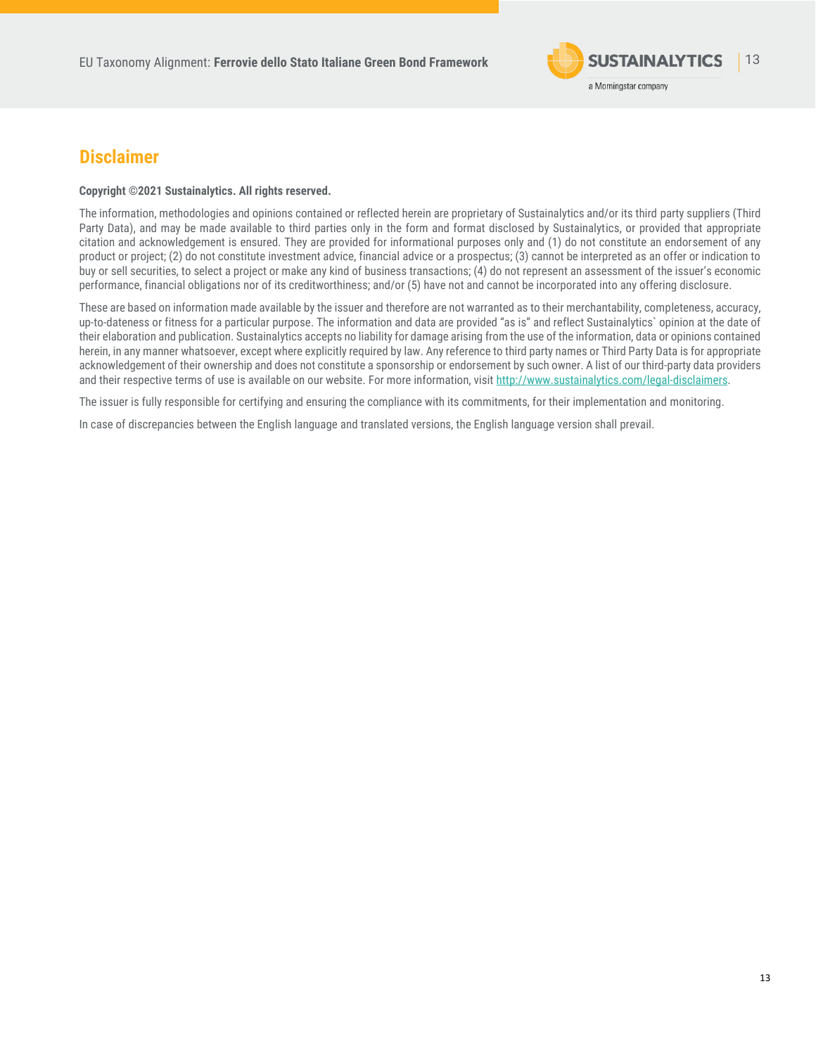## Disclaimer

**Copyright ©2021 Sustainalytics. All rights reserved.**

The information, methodologies and opinions contained or reflected herein are proprietary of Sustainalytics and/or its third party suppliers (Third Party Data), and may be made available to third parties only in the form and format disclosed by Sustainalytics, or provided that appropriate citation and acknowledgement is ensured. They are provided for informational purposes only and (1) do not constitute an endorsement of any product or project; (2) do not constitute investment advice, financial advice or a prospectus; (3) cannot be interpreted as an offer or indication to buy or sell securities, to select a project or make any kind of business transactions; (4) do not represent an assessment of the issuer's economic performance, financial obligations nor of its creditworthiness; and/or (5) have not and cannot be incorporated into any offering disclosure.

These are based on information made available by the issuer and therefore are not warranted as to their merchantability, completeness, accuracy, up-to-dateness or fitness for a particular purpose. The information and data are provided "as is" and reflect Sustainalytics` opinion at the date of their elaboration and publication. Sustainalytics accepts no liability for damage arising from the use of the information, data or opinions contained herein, in any manner whatsoever, except where explicitly required by law. Any reference to third party names or Third Party Data is for appropriate acknowledgement of their ownership and does not constitute a sponsorship or endorsement by such owner. A list of our third-party data providers and their respective terms of use is available on our website. For more information, visit http://www.sustainalytics.com/legal-disclaimers.

The issuer is fully responsible for certifying and ensuring the compliance with its commitments, for their implementation and monitoring.

In case of discrepancies between the English language and translated versions, the English language version shall prevail.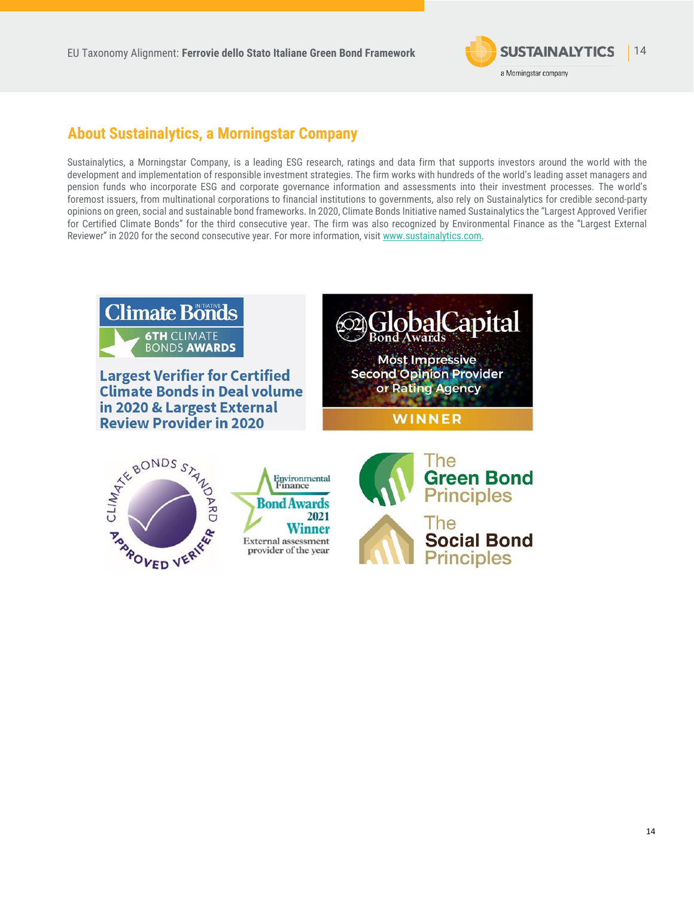## About Sustainalytics, a Morningstar Company

Sustainalytics, a Morningstar Company, is a leading ESG research, ratings and data firm that supports investors around the world with the development and implementation of responsible investment strategies. The firm works with hundreds of the world's leading asset managers and pension funds who incorporate ESG and corporate governance information and assessments into their investment processes. The world's foremost issuers, from multinational corporations to financial institutions to governments, also rely on Sustainalytics for credible second-party opinions on green, social and sustainable bond frameworks. In 2020, Climate Bonds Initiative named Sustainalytics the "Largest Approved Verifier for Certified Climate Bonds" for the third consecutive year. The firm was also recognized by Environmental Finance as the "Largest External Reviewer" in 2020 for the second consecutive year. For more information, visit www.sustainalytics.com.

Climate Bonds Initiative
6TH CLIMATE BONDS AWARDS
Largest Verifier for Certified Climate Bonds in Deal volume in 2020 & Largest External Review Provider in 2020

2021 GlobalCapital Bond Awards
Most Impressive Second Opinion Provider or Rating Agency
WINNER

CLIMATE BONDS STANDARD APPROVED VERIFIER

Environmental Finance Bond Awards 2021 Winner
External assessment provider of the year

The Green Bond Principles

The Social Bond Principles